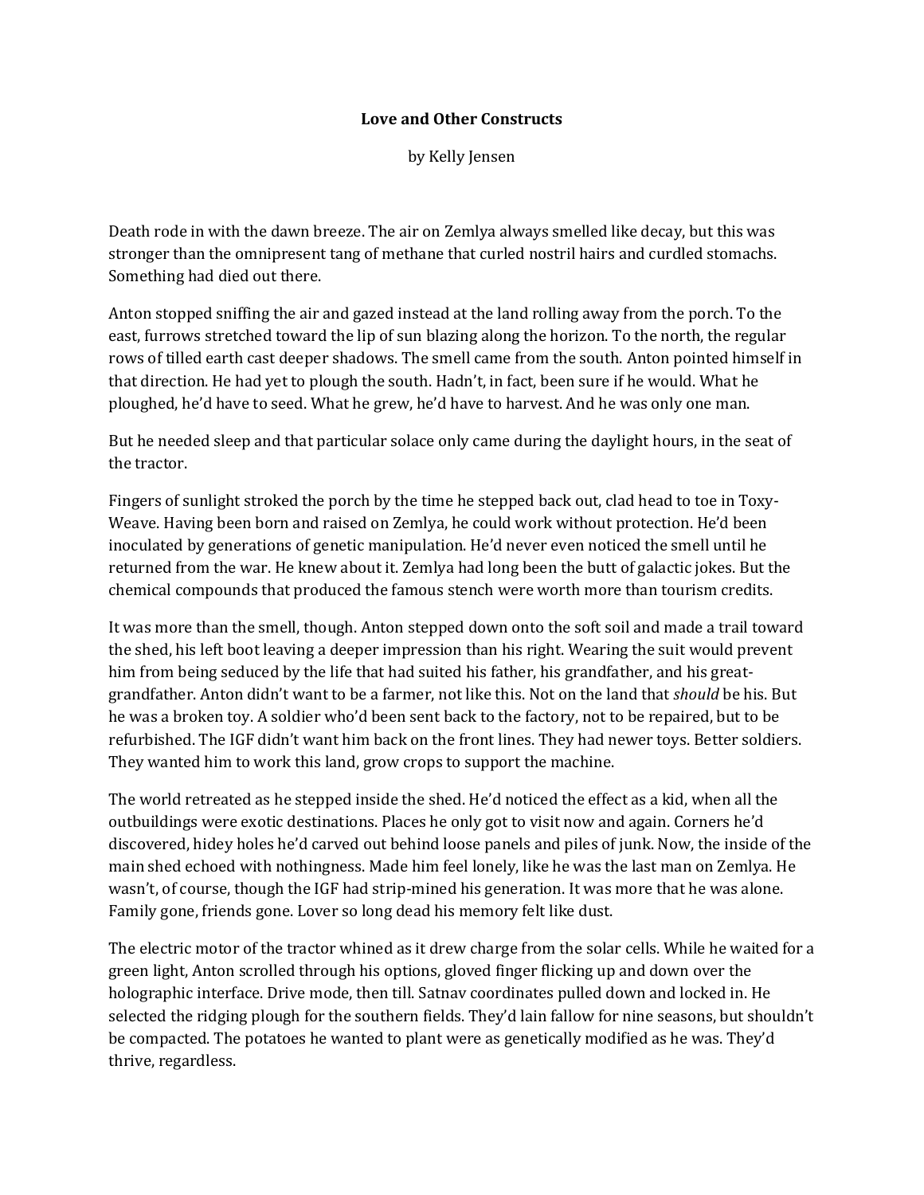# Love and Other Constructs

by Kelly Jensen

Death rode in with the dawn breeze. The air on Zemlya always smelled like decay, but this was stronger than the omnipresent tang of methane that curled nostril hairs and curdled stomachs. Something had died out there.

Anton stopped sniffing the air and gazed instead at the land rolling away from the porch. To the east, furrows stretched toward the lip of sun blazing along the horizon. To the north, the regular rows of tilled earth cast deeper shadows. The smell came from the south. Anton pointed himself in that direction. He had yet to plough the south. Hadn't, in fact, been sure if he would. What he ploughed, he'd have to seed. What he grew, he'd have to harvest. And he was only one man.

But he needed sleep and that particular solace only came during the daylight hours, in the seat of the tractor.

Fingers of sunlight stroked the porch by the time he stepped back out, clad head to toe in Toxy-Weave. Having been born and raised on Zemlya, he could work without protection. He'd been inoculated by generations of genetic manipulation. He'd never even noticed the smell until he returned from the war. He knew about it. Zemlya had long been the butt of galactic jokes. But the chemical compounds that produced the famous stench were worth more than tourism credits.

It was more than the smell, though. Anton stepped down onto the soft soil and made a trail toward the shed, his left boot leaving a deeper impression than his right. Wearing the suit would prevent him from being seduced by the life that had suited his father, his grandfather, and his great-grandfather. Anton didn't want to be a farmer, not like this. Not on the land that *should* be his. But he was a broken toy. A soldier who'd been sent back to the factory, not to be repaired, but to be refurbished. The IGF didn't want him back on the front lines. They had newer toys. Better soldiers. They wanted him to work this land, grow crops to support the machine.

The world retreated as he stepped inside the shed. He'd noticed the effect as a kid, when all the outbuildings were exotic destinations. Places he only got to visit now and again. Corners he'd discovered, hidey holes he'd carved out behind loose panels and piles of junk. Now, the inside of the main shed echoed with nothingness. Made him feel lonely, like he was the last man on Zemlya. He wasn't, of course, though the IGF had strip-mined his generation. It was more that he was alone. Family gone, friends gone. Lover so long dead his memory felt like dust.

The electric motor of the tractor whined as it drew charge from the solar cells. While he waited for a green light, Anton scrolled through his options, gloved finger flicking up and down over the holographic interface. Drive mode, then till. Satnav coordinates pulled down and locked in. He selected the ridging plough for the southern fields. They'd lain fallow for nine seasons, but shouldn't be compacted. The potatoes he wanted to plant were as genetically modified as he was. They'd thrive, regardless.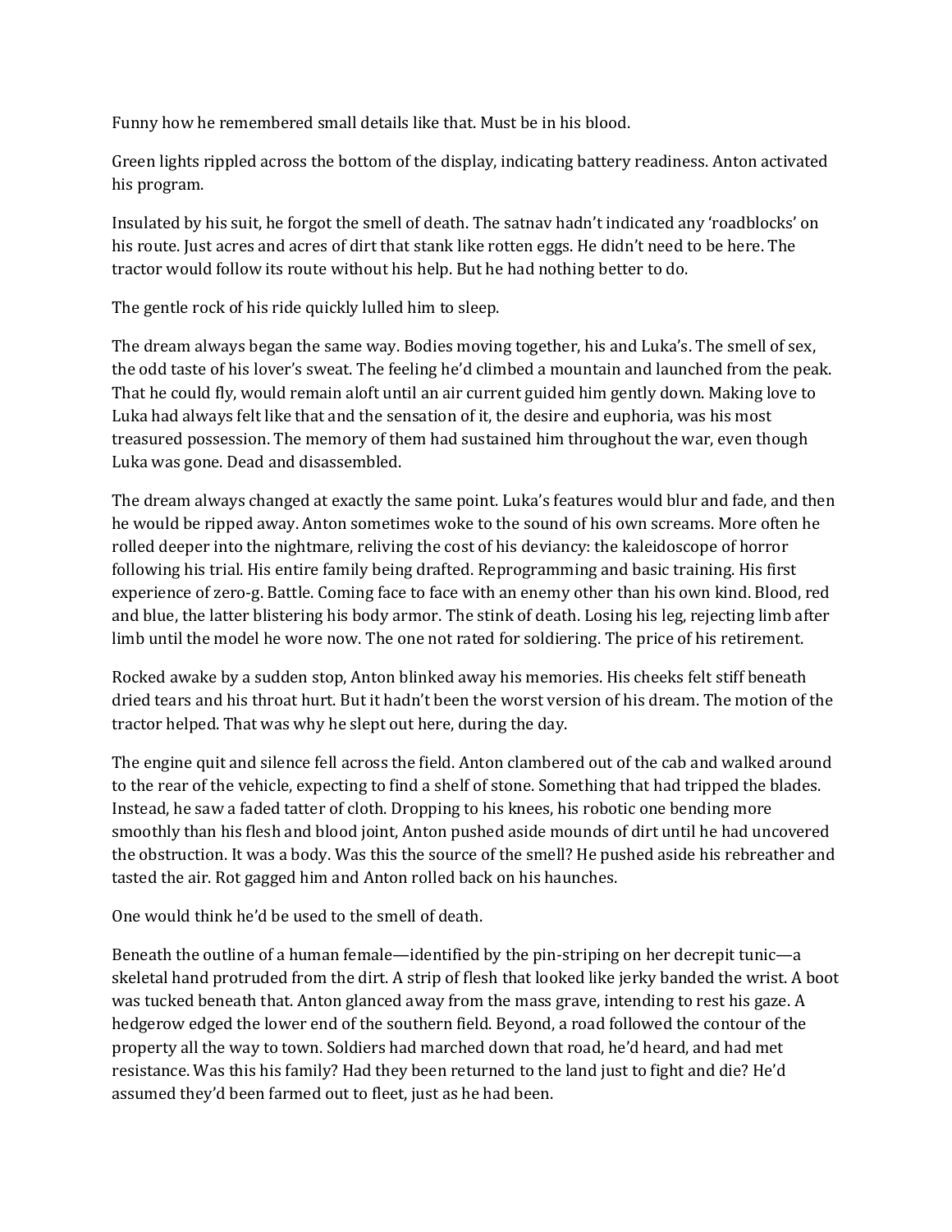Funny how he remembered small details like that. Must be in his blood.

Green lights rippled across the bottom of the display, indicating battery readiness. Anton activated his program.

Insulated by his suit, he forgot the smell of death. The satnav hadn't indicated any 'roadblocks' on his route. Just acres and acres of dirt that stank like rotten eggs. He didn't need to be here. The tractor would follow its route without his help. But he had nothing better to do.

The gentle rock of his ride quickly lulled him to sleep.

The dream always began the same way. Bodies moving together, his and Luka's. The smell of sex, the odd taste of his lover's sweat. The feeling he'd climbed a mountain and launched from the peak. That he could fly, would remain aloft until an air current guided him gently down. Making love to Luka had always felt like that and the sensation of it, the desire and euphoria, was his most treasured possession. The memory of them had sustained him throughout the war, even though Luka was gone. Dead and disassembled.

The dream always changed at exactly the same point. Luka's features would blur and fade, and then he would be ripped away. Anton sometimes woke to the sound of his own screams. More often he rolled deeper into the nightmare, reliving the cost of his deviancy: the kaleidoscope of horror following his trial. His entire family being drafted. Reprogramming and basic training. His first experience of zero-g. Battle. Coming face to face with an enemy other than his own kind. Blood, red and blue, the latter blistering his body armor. The stink of death. Losing his leg, rejecting limb after limb until the model he wore now. The one not rated for soldiering. The price of his retirement.

Rocked awake by a sudden stop, Anton blinked away his memories. His cheeks felt stiff beneath dried tears and his throat hurt. But it hadn't been the worst version of his dream. The motion of the tractor helped. That was why he slept out here, during the day.

The engine quit and silence fell across the field. Anton clambered out of the cab and walked around to the rear of the vehicle, expecting to find a shelf of stone. Something that had tripped the blades. Instead, he saw a faded tatter of cloth. Dropping to his knees, his robotic one bending more smoothly than his flesh and blood joint, Anton pushed aside mounds of dirt until he had uncovered the obstruction. It was a body. Was this the source of the smell? He pushed aside his rebreather and tasted the air. Rot gagged him and Anton rolled back on his haunches.

One would think he'd be used to the smell of death.

Beneath the outline of a human female—identified by the pin-striping on her decrepit tunic—a skeletal hand protruded from the dirt. A strip of flesh that looked like jerky banded the wrist. A boot was tucked beneath that. Anton glanced away from the mass grave, intending to rest his gaze. A hedgerow edged the lower end of the southern field. Beyond, a road followed the contour of the property all the way to town. Soldiers had marched down that road, he'd heard, and had met resistance. Was this his family? Had they been returned to the land just to fight and die? He'd assumed they'd been farmed out to fleet, just as he had been.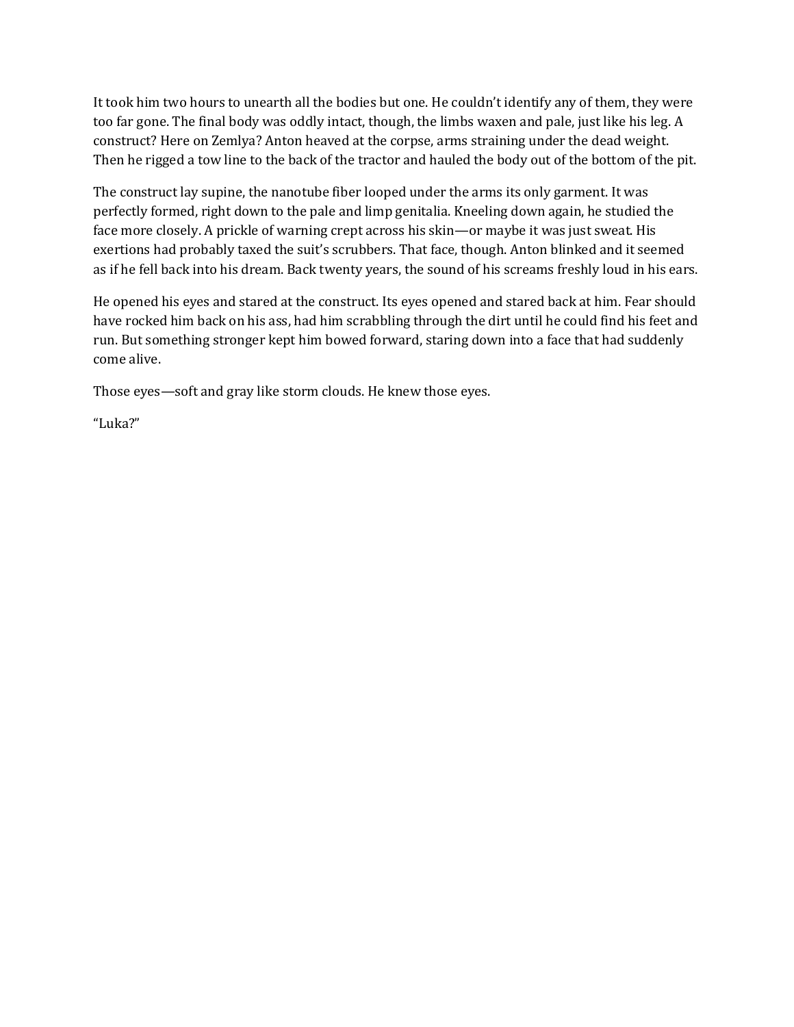It took him two hours to unearth all the bodies but one. He couldn't identify any of them, they were too far gone. The final body was oddly intact, though, the limbs waxen and pale, just like his leg. A construct? Here on Zemlya? Anton heaved at the corpse, arms straining under the dead weight. Then he rigged a tow line to the back of the tractor and hauled the body out of the bottom of the pit.

The construct lay supine, the nanotube fiber looped under the arms its only garment. It was perfectly formed, right down to the pale and limp genitalia. Kneeling down again, he studied the face more closely. A prickle of warning crept across his skin—or maybe it was just sweat. His exertions had probably taxed the suit's scrubbers. That face, though. Anton blinked and it seemed as if he fell back into his dream. Back twenty years, the sound of his screams freshly loud in his ears.

He opened his eyes and stared at the construct. Its eyes opened and stared back at him. Fear should have rocked him back on his ass, had him scrabbling through the dirt until he could find his feet and run. But something stronger kept him bowed forward, staring down into a face that had suddenly come alive.

Those eyes—soft and gray like storm clouds. He knew those eyes.

"Luka?"